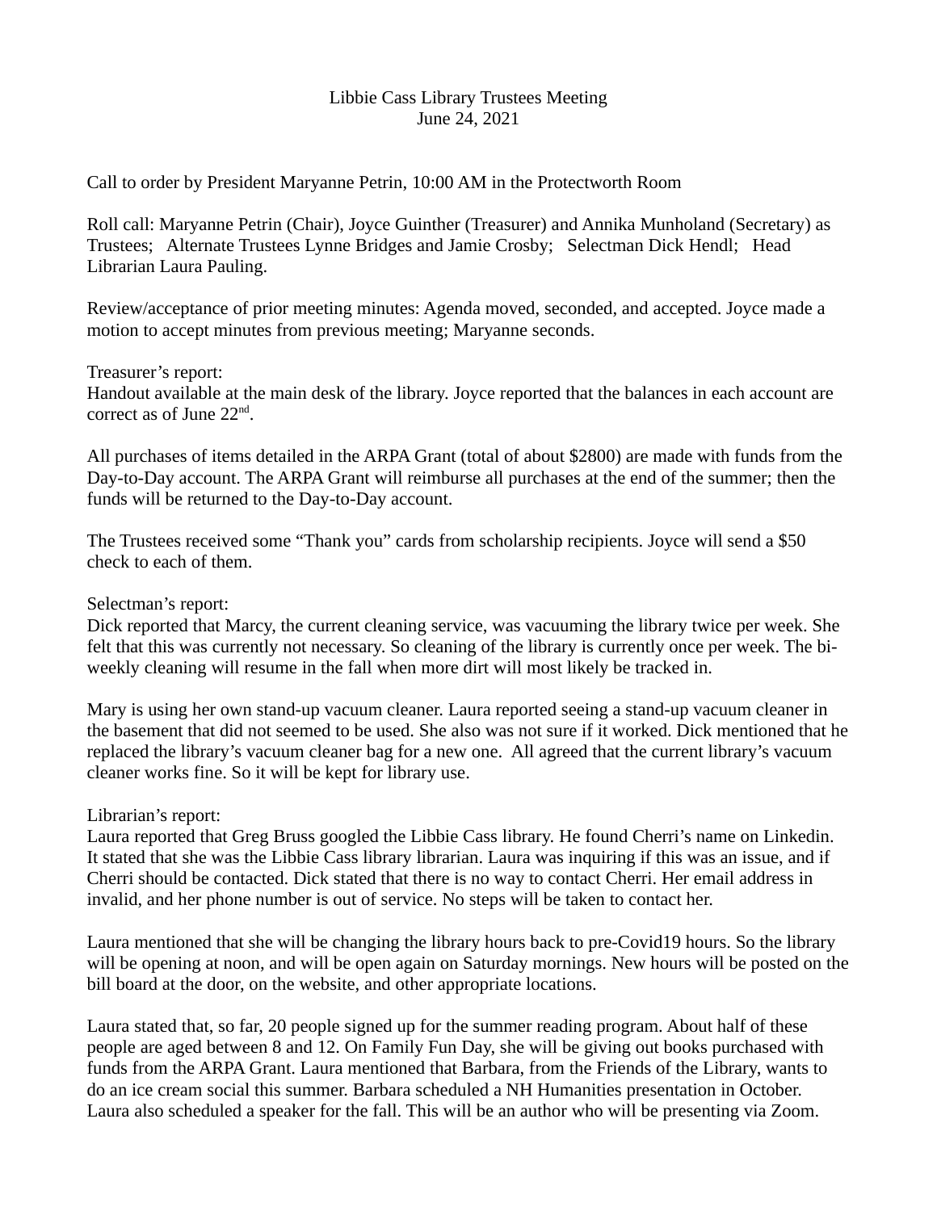# Libbie Cass Library Trustees Meeting
June 24, 2021

Call to order by President Maryanne Petrin, 10:00 AM in the Protectworth Room

Roll call: Maryanne Petrin (Chair), Joyce Guinther (Treasurer) and Annika Munholand (Secretary) as Trustees; Alternate Trustees Lynne Bridges and Jamie Crosby; Selectman Dick Hendl; Head Librarian Laura Pauling.

Review/acceptance of prior meeting minutes: Agenda moved, seconded, and accepted. Joyce made a motion to accept minutes from previous meeting; Maryanne seconds.

Treasurer's report:
Handout available at the main desk of the library. Joyce reported that the balances in each account are correct as of June 22nd.

All purchases of items detailed in the ARPA Grant (total of about $2800) are made with funds from the Day-to-Day account. The ARPA Grant will reimburse all purchases at the end of the summer; then the funds will be returned to the Day-to-Day account.

The Trustees received some "Thank you" cards from scholarship recipients. Joyce will send a $50 check to each of them.

Selectman's report:
Dick reported that Marcy, the current cleaning service, was vacuuming the library twice per week. She felt that this was currently not necessary. So cleaning of the library is currently once per week. The bi-weekly cleaning will resume in the fall when more dirt will most likely be tracked in.

Mary is using her own stand-up vacuum cleaner. Laura reported seeing a stand-up vacuum cleaner in the basement that did not seemed to be used. She also was not sure if it worked. Dick mentioned that he replaced the library's vacuum cleaner bag for a new one. All agreed that the current library's vacuum cleaner works fine. So it will be kept for library use.

Librarian's report:
Laura reported that Greg Bruss googled the Libbie Cass library. He found Cherri's name on Linkedin. It stated that she was the Libbie Cass library librarian. Laura was inquiring if this was an issue, and if Cherri should be contacted. Dick stated that there is no way to contact Cherri. Her email address in invalid, and her phone number is out of service. No steps will be taken to contact her.

Laura mentioned that she will be changing the library hours back to pre-Covid19 hours. So the library will be opening at noon, and will be open again on Saturday mornings. New hours will be posted on the bill board at the door, on the website, and other appropriate locations.

Laura stated that, so far, 20 people signed up for the summer reading program. About half of these people are aged between 8 and 12. On Family Fun Day, she will be giving out books purchased with funds from the ARPA Grant. Laura mentioned that Barbara, from the Friends of the Library, wants to do an ice cream social this summer. Barbara scheduled a NH Humanities presentation in October. Laura also scheduled a speaker for the fall. This will be an author who will be presenting via Zoom.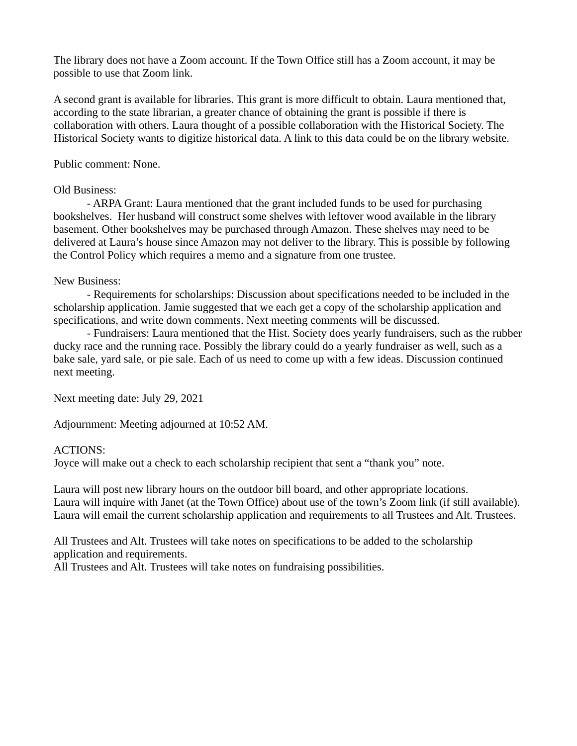The library does not have a Zoom account. If the Town Office still has a Zoom account, it may be possible to use that Zoom link.

A second grant is available for libraries. This grant is more difficult to obtain. Laura mentioned that, according to the state librarian, a greater chance of obtaining the grant is possible if there is collaboration with others. Laura thought of a possible collaboration with the Historical Society. The Historical Society wants to digitize historical data. A link to this data could be on the library website.

Public comment: None.

Old Business:

- ARPA Grant: Laura mentioned that the grant included funds to be used for purchasing bookshelves. Her husband will construct some shelves with leftover wood available in the library basement. Other bookshelves may be purchased through Amazon. These shelves may need to be delivered at Laura's house since Amazon may not deliver to the library. This is possible by following the Control Policy which requires a memo and a signature from one trustee.

New Business:

- Requirements for scholarships: Discussion about specifications needed to be included in the scholarship application. Jamie suggested that we each get a copy of the scholarship application and specifications, and write down comments. Next meeting comments will be discussed.
- Fundraisers: Laura mentioned that the Hist. Society does yearly fundraisers, such as the rubber ducky race and the running race. Possibly the library could do a yearly fundraiser as well, such as a bake sale, yard sale, or pie sale. Each of us need to come up with a few ideas. Discussion continued next meeting.

Next meeting date: July 29, 2021

Adjournment: Meeting adjourned at 10:52 AM.

ACTIONS:

Joyce will make out a check to each scholarship recipient that sent a "thank you" note.

Laura will post new library hours on the outdoor bill board, and other appropriate locations.
Laura will inquire with Janet (at the Town Office) about use of the town's Zoom link (if still available).
Laura will email the current scholarship application and requirements to all Trustees and Alt. Trustees.

All Trustees and Alt. Trustees will take notes on specifications to be added to the scholarship application and requirements.
All Trustees and Alt. Trustees will take notes on fundraising possibilities.